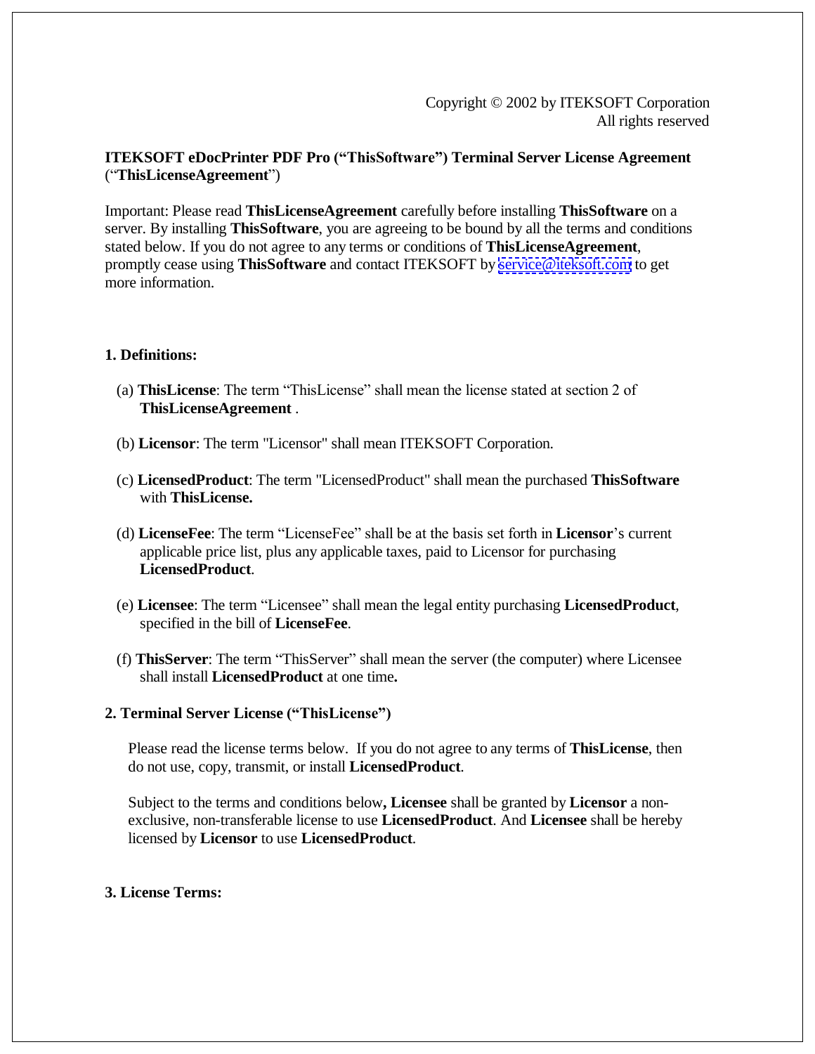Copyright © 2002 by ITEKSOFT Corporation
All rights reserved

**ITEKSOFT eDocPrinter PDF Pro ("ThisSoftware") Terminal Server License Agreement** ("**ThisLicenseAgreement**")

Important: Please read **ThisLicenseAgreement** carefully before installing **ThisSoftware** on a server. By installing **ThisSoftware**, you are agreeing to be bound by all the terms and conditions stated below. If you do not agree to any terms or conditions of **ThisLicenseAgreement**, promptly cease using **ThisSoftware** and contact ITEKSOFT by service@iteksoft.com to get more information.

## 1. Definitions:

(a) **ThisLicense**: The term "ThisLicense" shall mean the license stated at section 2 of **ThisLicenseAgreement** .

(b) **Licensor**: The term "Licensor" shall mean ITEKSOFT Corporation.

(c) **LicensedProduct**: The term "LicensedProduct" shall mean the purchased **ThisSoftware** with **ThisLicense.**

(d) **LicenseFee**: The term "LicenseFee" shall be at the basis set forth in **Licensor**'s current applicable price list, plus any applicable taxes, paid to Licensor for purchasing **LicensedProduct**.

(e) **Licensee**: The term "Licensee" shall mean the legal entity purchasing **LicensedProduct**, specified in the bill of **LicenseFee**.

(f) **ThisServer**: The term "ThisServer" shall mean the server (the computer) where Licensee shall install **LicensedProduct** at one time**.**

## 2. Terminal Server License ("ThisLicense")

Please read the license terms below. If you do not agree to any terms of **ThisLicense**, then do not use, copy, transmit, or install **LicensedProduct**.

Subject to the terms and conditions below**, Licensee** shall be granted by **Licensor** a non-exclusive, non-transferable license to use **LicensedProduct**. And **Licensee** shall be hereby licensed by **Licensor** to use **LicensedProduct**.

## 3. License Terms: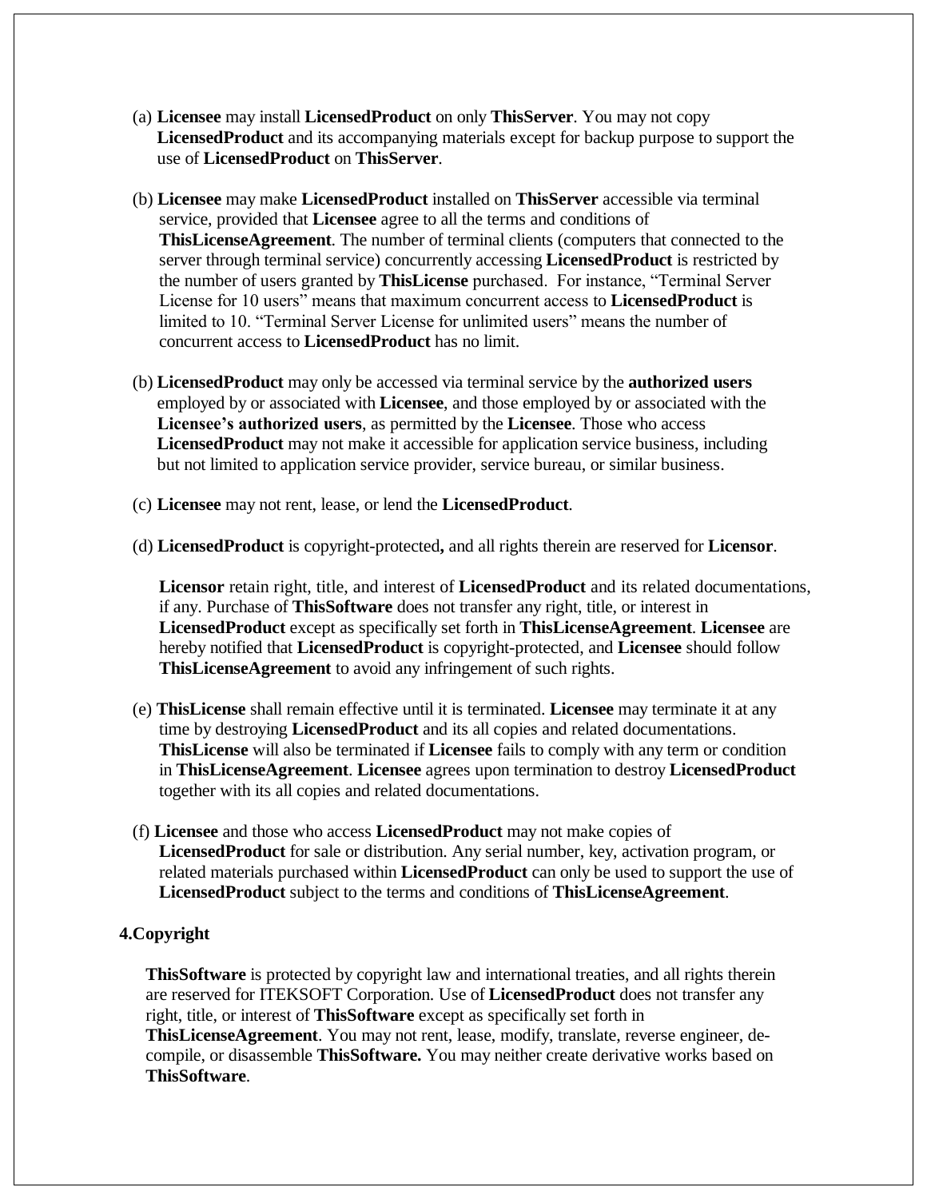(a) **Licensee** may install **LicensedProduct** on only **ThisServer**. You may not copy **LicensedProduct** and its accompanying materials except for backup purpose to support the use of **LicensedProduct** on **ThisServer**.

(b) **Licensee** may make **LicensedProduct** installed on **ThisServer** accessible via terminal service, provided that **Licensee** agree to all the terms and conditions of **ThisLicenseAgreement**. The number of terminal clients (computers that connected to the server through terminal service) concurrently accessing **LicensedProduct** is restricted by the number of users granted by **ThisLicense** purchased. For instance, "Terminal Server License for 10 users" means that maximum concurrent access to **LicensedProduct** is limited to 10. "Terminal Server License for unlimited users" means the number of concurrent access to **LicensedProduct** has no limit.

(b) **LicensedProduct** may only be accessed via terminal service by the **authorized users** employed by or associated with **Licensee**, and those employed by or associated with the **Licensee's authorized users**, as permitted by the **Licensee**. Those who access **LicensedProduct** may not make it accessible for application service business, including but not limited to application service provider, service bureau, or similar business.

(c) **Licensee** may not rent, lease, or lend the **LicensedProduct**.

(d) **LicensedProduct** is copyright-protected**,** and all rights therein are reserved for **Licensor**.

**Licensor** retain right, title, and interest of **LicensedProduct** and its related documentations, if any. Purchase of **ThisSoftware** does not transfer any right, title, or interest in **LicensedProduct** except as specifically set forth in **ThisLicenseAgreement**. **Licensee** are hereby notified that **LicensedProduct** is copyright-protected, and **Licensee** should follow **ThisLicenseAgreement** to avoid any infringement of such rights.

(e) **ThisLicense** shall remain effective until it is terminated. **Licensee** may terminate it at any time by destroying **LicensedProduct** and its all copies and related documentations. **ThisLicense** will also be terminated if **Licensee** fails to comply with any term or condition in **ThisLicenseAgreement**. **Licensee** agrees upon termination to destroy **LicensedProduct** together with its all copies and related documentations.

(f) **Licensee** and those who access **LicensedProduct** may not make copies of **LicensedProduct** for sale or distribution. Any serial number, key, activation program, or related materials purchased within **LicensedProduct** can only be used to support the use of **LicensedProduct** subject to the terms and conditions of **ThisLicenseAgreement**.

**4.Copyright**

**ThisSoftware** is protected by copyright law and international treaties, and all rights therein are reserved for ITEKSOFT Corporation. Use of **LicensedProduct** does not transfer any right, title, or interest of **ThisSoftware** except as specifically set forth in **ThisLicenseAgreement**. You may not rent, lease, modify, translate, reverse engineer, de-compile, or disassemble **ThisSoftware.** You may neither create derivative works based on **ThisSoftware**.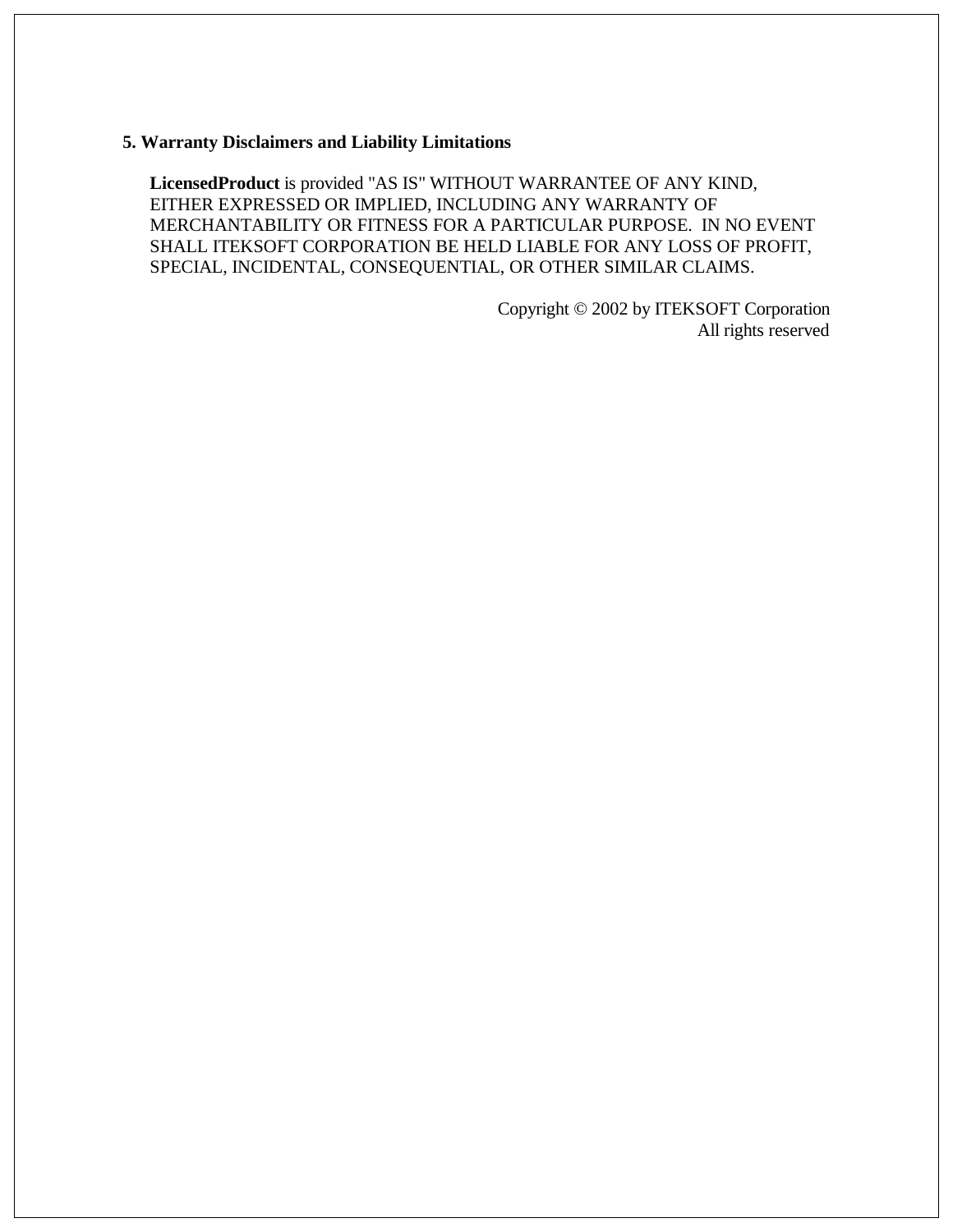## 5. Warranty Disclaimers and Liability Limitations

**LicensedProduct** is provided "AS IS" WITHOUT WARRANTEE OF ANY KIND, EITHER EXPRESSED OR IMPLIED, INCLUDING ANY WARRANTY OF MERCHANTABILITY OR FITNESS FOR A PARTICULAR PURPOSE. IN NO EVENT SHALL ITEKSOFT CORPORATION BE HELD LIABLE FOR ANY LOSS OF PROFIT, SPECIAL, INCIDENTAL, CONSEQUENTIAL, OR OTHER SIMILAR CLAIMS.

Copyright © 2002 by ITEKSOFT Corporation
All rights reserved